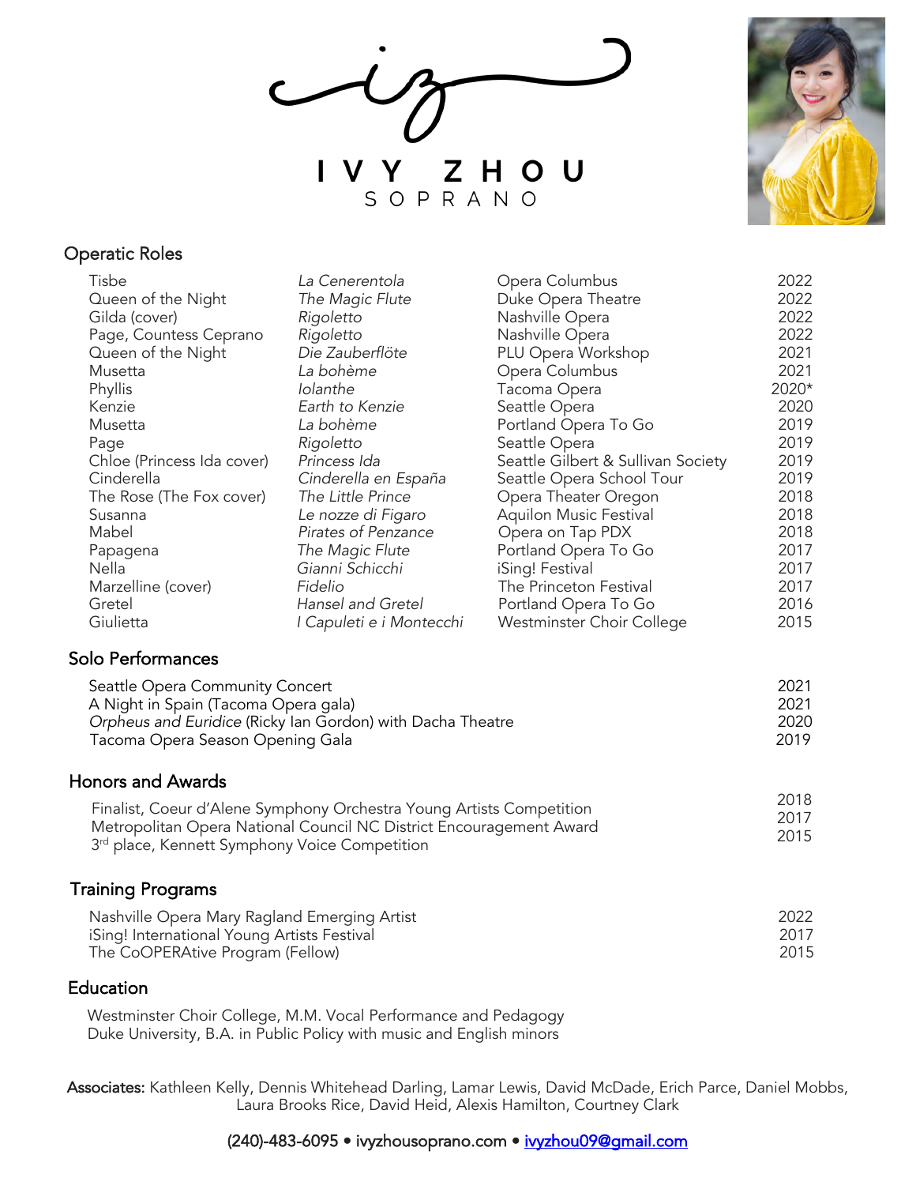# IVY ZHOU
SOPRANO

## Operatic Roles

| | | | |
|---|---|---|---|
| Tisbe | *La Cenerentola* | Opera Columbus | 2022 |
| Queen of the Night | *The Magic Flute* | Duke Opera Theatre | 2022 |
| Gilda (cover) | *Rigoletto* | Nashville Opera | 2022 |
| Page, Countess Ceprano | *Rigoletto* | Nashville Opera | 2022 |
| Queen of the Night | *Die Zauberflöte* | PLU Opera Workshop | 2021 |
| Musetta | *La bohème* | Opera Columbus | 2021 |
| Phyllis | *Iolanthe* | Tacoma Opera | 2020* |
| Kenzie | *Earth to Kenzie* | Seattle Opera | 2020 |
| Musetta | *La bohème* | Portland Opera To Go | 2019 |
| Page | *Rigoletto* | Seattle Opera | 2019 |
| Chloe (Princess Ida cover) | *Princess Ida* | Seattle Gilbert & Sullivan Society | 2019 |
| Cinderella | *Cinderella en España* | Seattle Opera School Tour | 2019 |
| The Rose (The Fox cover) | *The Little Prince* | Opera Theater Oregon | 2018 |
| Susanna | *Le nozze di Figaro* | Aquilon Music Festival | 2018 |
| Mabel | *Pirates of Penzance* | Opera on Tap PDX | 2018 |
| Papagena | *The Magic Flute* | Portland Opera To Go | 2017 |
| Nella | *Gianni Schicchi* | iSing! Festival | 2017 |
| Marzelline (cover) | *Fidelio* | The Princeton Festival | 2017 |
| Gretel | *Hansel and Gretel* | Portland Opera To Go | 2016 |
| Giulietta | *I Capuleti e i Montecchi* | Westminster Choir College | 2015 |

## Solo Performances

| | |
|---|---|
| Seattle Opera Community Concert | 2021 |
| A Night in Spain (Tacoma Opera gala) | 2021 |
| *Orpheus and Euridice* (Ricky Ian Gordon) with Dacha Theatre | 2020 |
| Tacoma Opera Season Opening Gala | 2019 |

## Honors and Awards

| | |
|---|---|
| Finalist, Coeur d'Alene Symphony Orchestra Young Artists Competition | 2018 |
| Metropolitan Opera National Council NC District Encouragement Award | 2017 |
| 3rd place, Kennett Symphony Voice Competition | 2015 |

## Training Programs

| | |
|---|---|
| Nashville Opera Mary Ragland Emerging Artist | 2022 |
| iSing! International Young Artists Festival | 2017 |
| The CoOPERAtive Program (Fellow) | 2015 |

## Education

Westminster Choir College, M.M. Vocal Performance and Pedagogy
Duke University, B.A. in Public Policy with music and English minors

**Associates:** Kathleen Kelly, Dennis Whitehead Darling, Lamar Lewis, David McDade, Erich Parce, Daniel Mobbs, Laura Brooks Rice, David Heid, Alexis Hamilton, Courtney Clark

(240)-483-6095 • ivyzhousoprano.com • ivyzhou09@gmail.com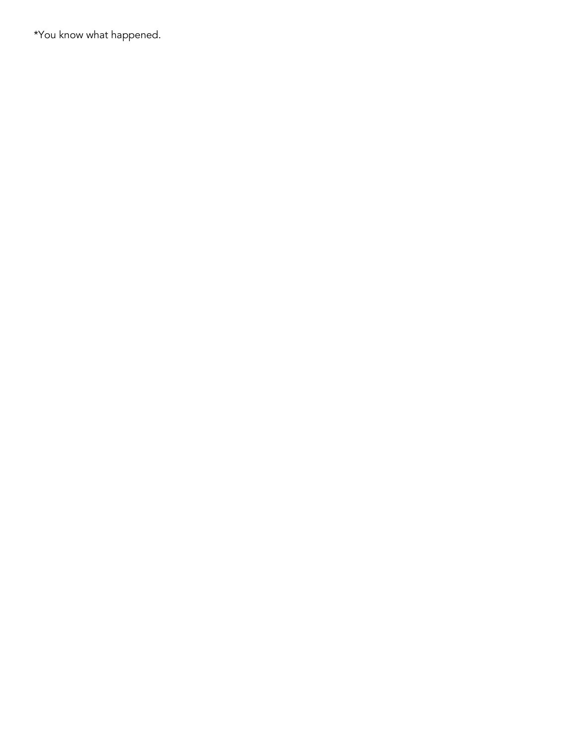*You know what happened.